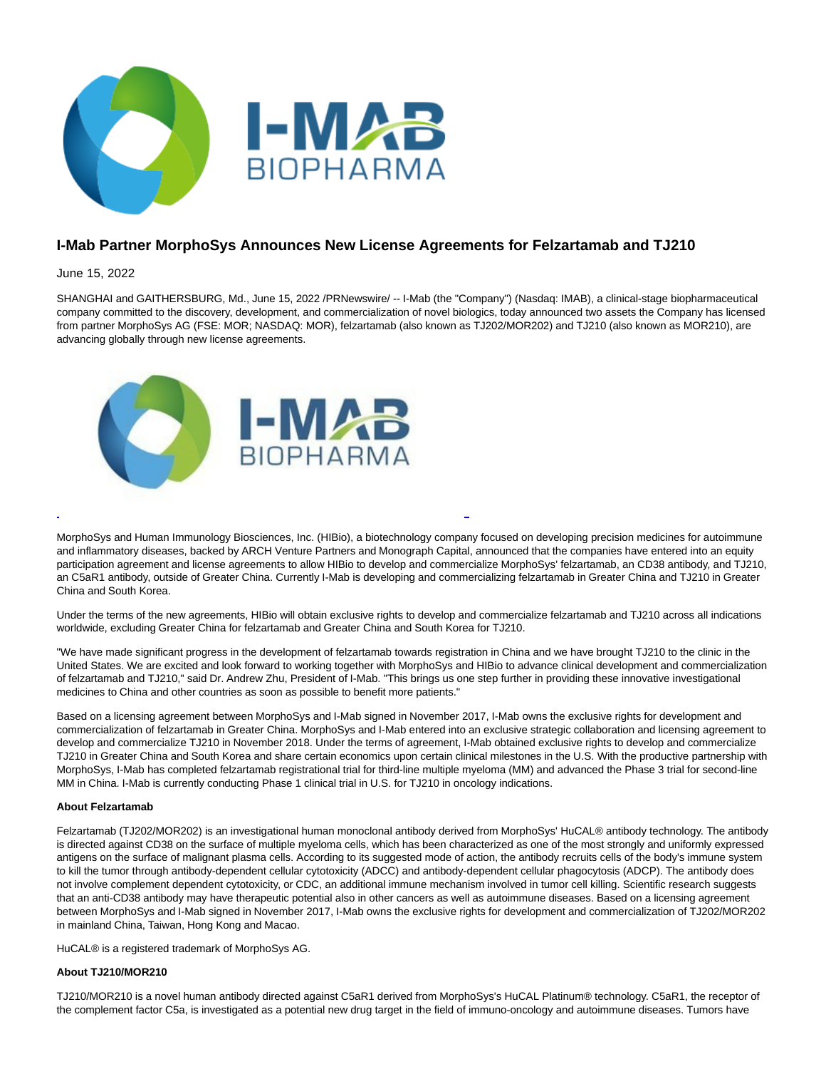# I-Mab Partner MorphoSys Announces New License Agreements for Felzartamab and TJ210

June 15, 2022

SHANGHAI and GAITHERSBURG, Md., June 15, 2022 /PRNewswire/ -- I-Mab (the "Company") (Nasdaq: IMAB), a clinical-stage biopharmaceutical company committed to the discovery, development, and commercialization of novel biologics, today announced two assets the Company has licensed from partner MorphoSys AG (FSE: MOR; NASDAQ: MOR), felzartamab (also known as TJ202/MOR202) and TJ210 (also known as MOR210), are advancing globally through new license agreements.

MorphoSys and Human Immunology Biosciences, Inc. (HIBio), a biotechnology company focused on developing precision medicines for autoimmune and inflammatory diseases, backed by ARCH Venture Partners and Monograph Capital, announced that the companies have entered into an equity participation agreement and license agreements to allow HIBio to develop and commercialize MorphoSys' felzartamab, an CD38 antibody, and TJ210, an C5aR1 antibody, outside of Greater China. Currently I-Mab is developing and commercializing felzartamab in Greater China and TJ210 in Greater China and South Korea.

Under the terms of the new agreements, HIBio will obtain exclusive rights to develop and commercialize felzartamab and TJ210 across all indications worldwide, excluding Greater China for felzartamab and Greater China and South Korea for TJ210.

"We have made significant progress in the development of felzartamab towards registration in China and we have brought TJ210 to the clinic in the United States. We are excited and look forward to working together with MorphoSys and HIBio to advance clinical development and commercialization of felzartamab and TJ210," said Dr. Andrew Zhu, President of I-Mab. "This brings us one step further in providing these innovative investigational medicines to China and other countries as soon as possible to benefit more patients."

Based on a licensing agreement between MorphoSys and I-Mab signed in November 2017, I-Mab owns the exclusive rights for development and commercialization of felzartamab in Greater China. MorphoSys and I-Mab entered into an exclusive strategic collaboration and licensing agreement to develop and commercialize TJ210 in November 2018. Under the terms of agreement, I-Mab obtained exclusive rights to develop and commercialize TJ210 in Greater China and South Korea and share certain economics upon certain clinical milestones in the U.S. With the productive partnership with MorphoSys, I-Mab has completed felzartamab registrational trial for third-line multiple myeloma (MM) and advanced the Phase 3 trial for second-line MM in China. I-Mab is currently conducting Phase 1 clinical trial in U.S. for TJ210 in oncology indications.

**About Felzartamab**

Felzartamab (TJ202/MOR202) is an investigational human monoclonal antibody derived from MorphoSys' HuCAL® antibody technology. The antibody is directed against CD38 on the surface of multiple myeloma cells, which has been characterized as one of the most strongly and uniformly expressed antigens on the surface of malignant plasma cells. According to its suggested mode of action, the antibody recruits cells of the body's immune system to kill the tumor through antibody-dependent cellular cytotoxicity (ADCC) and antibody-dependent cellular phagocytosis (ADCP). The antibody does not involve complement dependent cytotoxicity, or CDC, an additional immune mechanism involved in tumor cell killing. Scientific research suggests that an anti-CD38 antibody may have therapeutic potential also in other cancers as well as autoimmune diseases. Based on a licensing agreement between MorphoSys and I-Mab signed in November 2017, I-Mab owns the exclusive rights for development and commercialization of TJ202/MOR202 in mainland China, Taiwan, Hong Kong and Macao.

HuCAL® is a registered trademark of MorphoSys AG.

**About TJ210/MOR210**

TJ210/MOR210 is a novel human antibody directed against C5aR1 derived from MorphoSys's HuCAL Platinum® technology. C5aR1, the receptor of the complement factor C5a, is investigated as a potential new drug target in the field of immuno-oncology and autoimmune diseases. Tumors have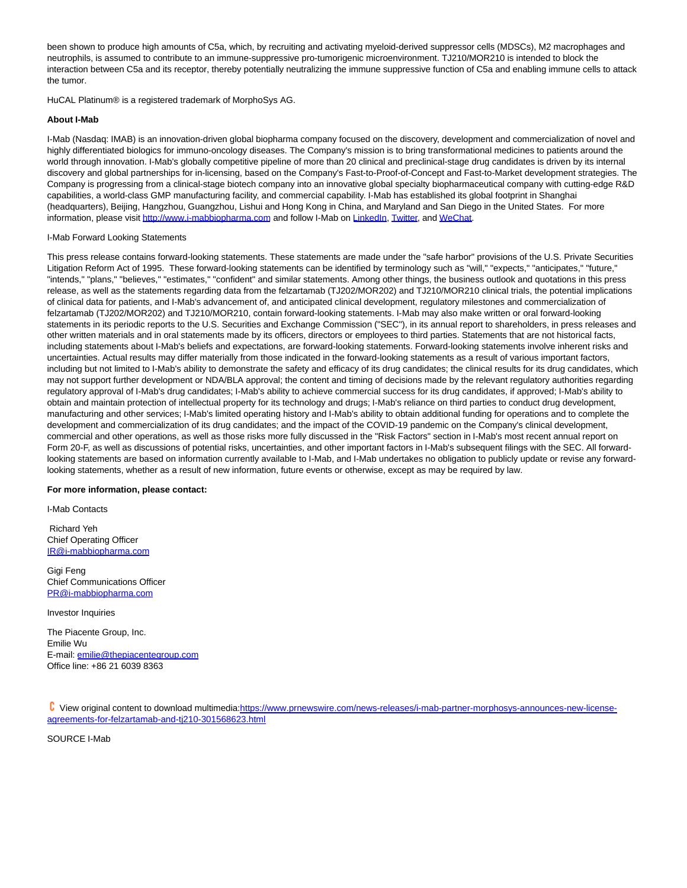been shown to produce high amounts of C5a, which, by recruiting and activating myeloid-derived suppressor cells (MDSCs), M2 macrophages and neutrophils, is assumed to contribute to an immune-suppressive pro-tumorigenic microenvironment. TJ210/MOR210 is intended to block the interaction between C5a and its receptor, thereby potentially neutralizing the immune suppressive function of C5a and enabling immune cells to attack the tumor.

HuCAL Platinum® is a registered trademark of MorphoSys AG.

**About I-Mab**

I-Mab (Nasdaq: IMAB) is an innovation-driven global biopharma company focused on the discovery, development and commercialization of novel and highly differentiated biologics for immuno-oncology diseases. The Company's mission is to bring transformational medicines to patients around the world through innovation. I-Mab's globally competitive pipeline of more than 20 clinical and preclinical-stage drug candidates is driven by its internal discovery and global partnerships for in-licensing, based on the Company's Fast-to-Proof-of-Concept and Fast-to-Market development strategies. The Company is progressing from a clinical-stage biotech company into an innovative global specialty biopharmaceutical company with cutting-edge R&D capabilities, a world-class GMP manufacturing facility, and commercial capability. I-Mab has established its global footprint in Shanghai (headquarters), Beijing, Hangzhou, Guangzhou, Lishui and Hong Kong in China, and Maryland and San Diego in the United States. For more information, please visit http://www.i-mabbiopharma.com and follow I-Mab on LinkedIn, Twitter, and WeChat.

I-Mab Forward Looking Statements

This press release contains forward-looking statements. These statements are made under the "safe harbor" provisions of the U.S. Private Securities Litigation Reform Act of 1995. These forward-looking statements can be identified by terminology such as "will," "expects," "anticipates," "future," "intends," "plans," "believes," "estimates," "confident" and similar statements. Among other things, the business outlook and quotations in this press release, as well as the statements regarding data from the felzartamab (TJ202/MOR202) and TJ210/MOR210 clinical trials, the potential implications of clinical data for patients, and I-Mab's advancement of, and anticipated clinical development, regulatory milestones and commercialization of felzartamab (TJ202/MOR202) and TJ210/MOR210, contain forward-looking statements. I-Mab may also make written or oral forward-looking statements in its periodic reports to the U.S. Securities and Exchange Commission ("SEC"), in its annual report to shareholders, in press releases and other written materials and in oral statements made by its officers, directors or employees to third parties. Statements that are not historical facts, including statements about I-Mab's beliefs and expectations, are forward-looking statements. Forward-looking statements involve inherent risks and uncertainties. Actual results may differ materially from those indicated in the forward-looking statements as a result of various important factors, including but not limited to I-Mab's ability to demonstrate the safety and efficacy of its drug candidates; the clinical results for its drug candidates, which may not support further development or NDA/BLA approval; the content and timing of decisions made by the relevant regulatory authorities regarding regulatory approval of I-Mab's drug candidates; I-Mab's ability to achieve commercial success for its drug candidates, if approved; I-Mab's ability to obtain and maintain protection of intellectual property for its technology and drugs; I-Mab's reliance on third parties to conduct drug development, manufacturing and other services; I-Mab's limited operating history and I-Mab's ability to obtain additional funding for operations and to complete the development and commercialization of its drug candidates; and the impact of the COVID-19 pandemic on the Company's clinical development, commercial and other operations, as well as those risks more fully discussed in the "Risk Factors" section in I-Mab's most recent annual report on Form 20-F, as well as discussions of potential risks, uncertainties, and other important factors in I-Mab's subsequent filings with the SEC. All forward-looking statements are based on information currently available to I-Mab, and I-Mab undertakes no obligation to publicly update or revise any forward-looking statements, whether as a result of new information, future events or otherwise, except as may be required by law.

**For more information, please contact:**

I-Mab Contacts

Richard Yeh
Chief Operating Officer
IR@i-mabbiopharma.com

Gigi Feng
Chief Communications Officer
PR@i-mabbiopharma.com

Investor Inquiries

The Piacente Group, Inc.
Emilie Wu
E-mail: emilie@thepiacentegroup.com
Office line: +86 21 6039 8363

View original content to download multimedia:https://www.prnewswire.com/news-releases/i-mab-partner-morphosys-announces-new-license-agreements-for-felzartamab-and-tj210-301568623.html

SOURCE I-Mab